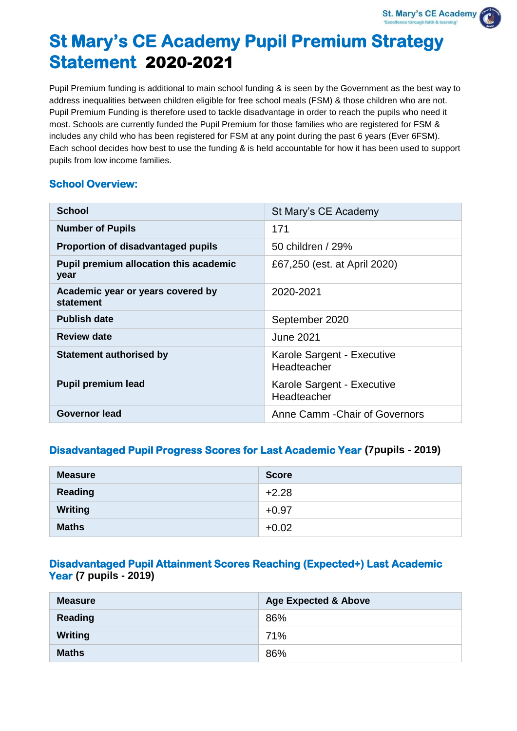# St Mary's CE Academy Pupil Premium Strategy Statement 2020-2021

Pupil Premium funding is additional to main school funding & is seen by the Government as the best way to address inequalities between children eligible for free school meals (FSM) & those children who are not. Pupil Premium Funding is therefore used to tackle disadvantage in order to reach the pupils who need it most. Schools are currently funded the Pupil Premium for those families who are registered for FSM & includes any child who has been registered for FSM at any point during the past 6 years (Ever 6FSM). Each school decides how best to use the funding & is held accountable for how it has been used to support pupils from low income families.

## School Overview:

| School | St Mary's CE Academy |
|---|---|
| **Number of Pupils** | 171 |
| **Proportion of disadvantaged pupils** | 50 children / 29% |
| **Pupil premium allocation this academic year** | £67,250 (est. at April 2020) |
| **Academic year or years covered by statement** | 2020-2021 |
| **Publish date** | September 2020 |
| **Review date** | June 2021 |
| **Statement authorised by** | Karole Sargent - Executive Headteacher |
| **Pupil premium lead** | Karole Sargent - Executive Headteacher |
| **Governor lead** | Anne Camm -Chair of Governors |

## Disadvantaged Pupil Progress Scores for Last Academic Year (7pupils - 2019)

| Measure | Score |
|---|---|
| **Reading** | +2.28 |
| **Writing** | +0.97 |
| **Maths** | +0.02 |

## Disadvantaged Pupil Attainment Scores Reaching (Expected+) Last Academic Year (7 pupils - 2019)

| Measure | Age Expected & Above |
|---|---|
| **Reading** | 86% |
| **Writing** | 71% |
| **Maths** | 86% |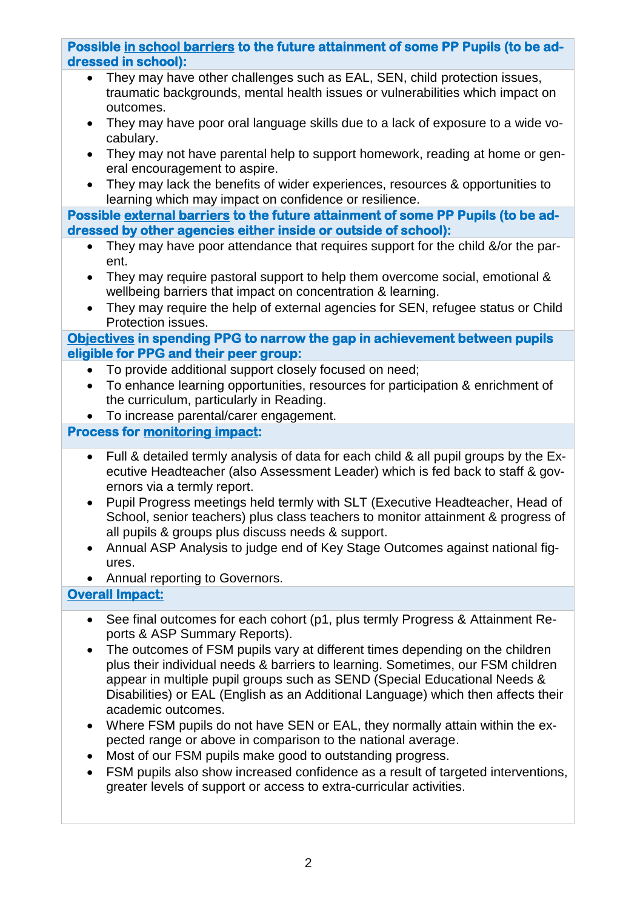### **Possible in school barriers to the future attainment of some PP Pupils (to be addressed in school):**

- They may have other challenges such as EAL, SEN, child protection issues, traumatic backgrounds, mental health issues or vulnerabilities which impact on outcomes.
- They may have poor oral language skills due to a lack of exposure to a wide vocabulary.
- They may not have parental help to support homework, reading at home or general encouragement to aspire.
- They may lack the benefits of wider experiences, resources & opportunities to learning which may impact on confidence or resilience.

### **Possible external barriers to the future attainment of some PP Pupils (to be addressed by other agencies either inside or outside of school):**

- They may have poor attendance that requires support for the child &/or the parent.
- They may require pastoral support to help them overcome social, emotional & wellbeing barriers that impact on concentration & learning.
- They may require the help of external agencies for SEN, refugee status or Child Protection issues.

### **Objectives in spending PPG to narrow the gap in achievement between pupils eligible for PPG and their peer group:**

- To provide additional support closely focused on need;
- To enhance learning opportunities, resources for participation & enrichment of the curriculum, particularly in Reading.
- To increase parental/carer engagement.

### **Process for monitoring impact:**

- Full & detailed termly analysis of data for each child & all pupil groups by the Executive Headteacher (also Assessment Leader) which is fed back to staff & governors via a termly report.
- Pupil Progress meetings held termly with SLT (Executive Headteacher, Head of School, senior teachers) plus class teachers to monitor attainment & progress of all pupils & groups plus discuss needs & support.
- Annual ASP Analysis to judge end of Key Stage Outcomes against national figures.
- Annual reporting to Governors.

### **Overall Impact:**

- See final outcomes for each cohort (p1, plus termly Progress & Attainment Reports & ASP Summary Reports).
- The outcomes of FSM pupils vary at different times depending on the children plus their individual needs & barriers to learning. Sometimes, our FSM children appear in multiple pupil groups such as SEND (Special Educational Needs & Disabilities) or EAL (English as an Additional Language) which then affects their academic outcomes.
- Where FSM pupils do not have SEN or EAL, they normally attain within the expected range or above in comparison to the national average.
- Most of our FSM pupils make good to outstanding progress.
- FSM pupils also show increased confidence as a result of targeted interventions, greater levels of support or access to extra-curricular activities.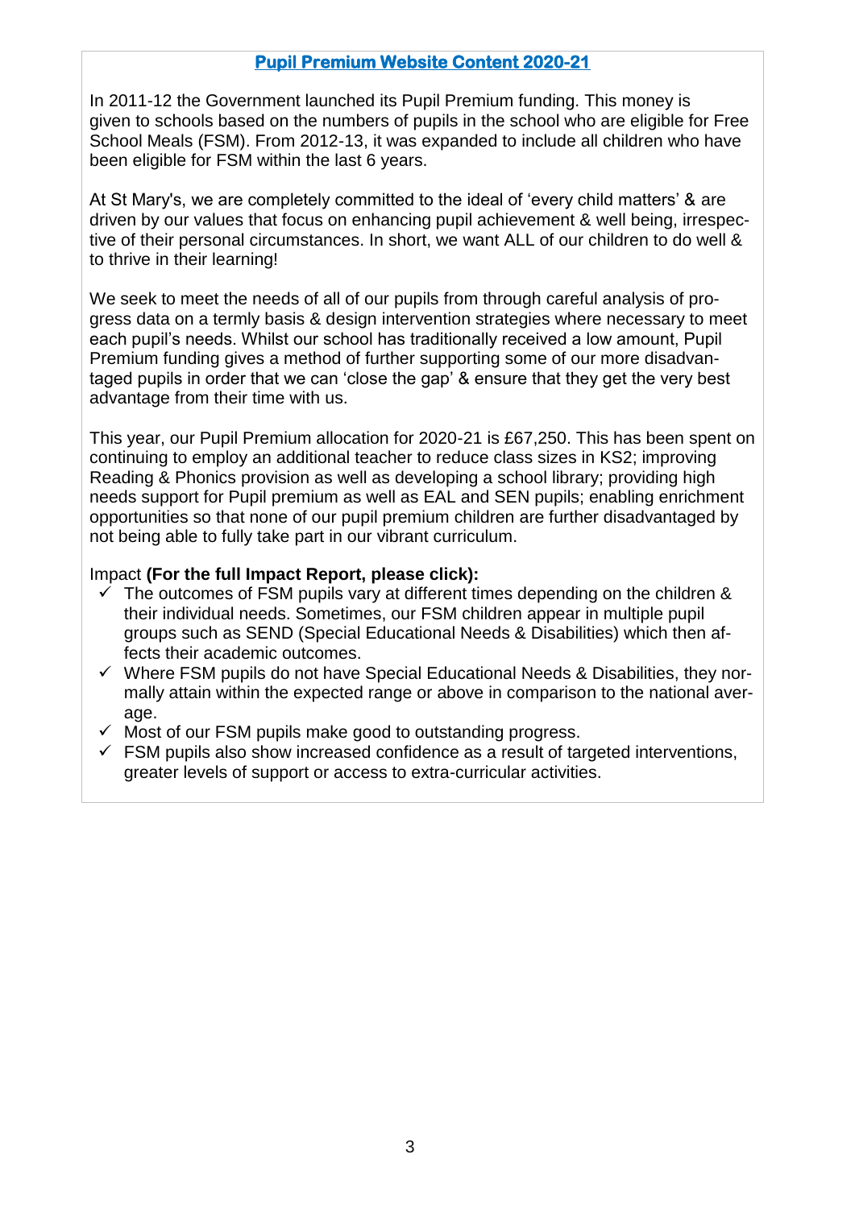## Pupil Premium Website Content 2020-21

In 2011-12 the Government launched its Pupil Premium funding. This money is given to schools based on the numbers of pupils in the school who are eligible for Free School Meals (FSM). From 2012-13, it was expanded to include all children who have been eligible for FSM within the last 6 years.

At St Mary's, we are completely committed to the ideal of 'every child matters' & are driven by our values that focus on enhancing pupil achievement & well being, irrespective of their personal circumstances. In short, we want ALL of our children to do well & to thrive in their learning!

We seek to meet the needs of all of our pupils from through careful analysis of progress data on a termly basis & design intervention strategies where necessary to meet each pupil's needs. Whilst our school has traditionally received a low amount, Pupil Premium funding gives a method of further supporting some of our more disadvantaged pupils in order that we can 'close the gap' & ensure that they get the very best advantage from their time with us.

This year, our Pupil Premium allocation for 2020-21 is £67,250. This has been spent on continuing to employ an additional teacher to reduce class sizes in KS2; improving Reading & Phonics provision as well as developing a school library; providing high needs support for Pupil premium as well as EAL and SEN pupils; enabling enrichment opportunities so that none of our pupil premium children are further disadvantaged by not being able to fully take part in our vibrant curriculum.

Impact **(For the full Impact Report, please click):**

- ✓ The outcomes of FSM pupils vary at different times depending on the children & their individual needs. Sometimes, our FSM children appear in multiple pupil groups such as SEND (Special Educational Needs & Disabilities) which then affects their academic outcomes.
- ✓ Where FSM pupils do not have Special Educational Needs & Disabilities, they normally attain within the expected range or above in comparison to the national average.
- ✓ Most of our FSM pupils make good to outstanding progress.
- ✓ FSM pupils also show increased confidence as a result of targeted interventions, greater levels of support or access to extra-curricular activities.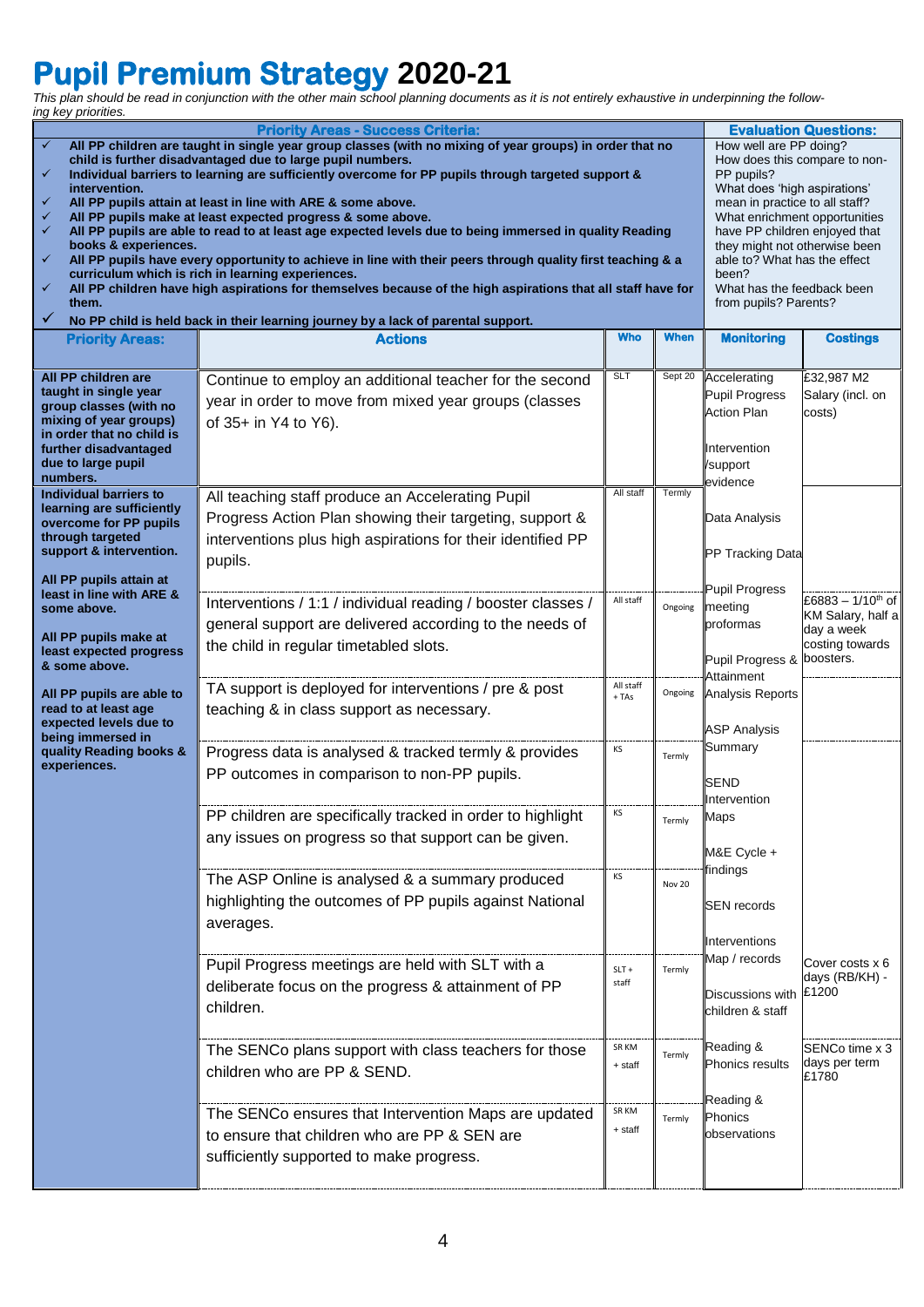# Pupil Premium Strategy 2020-21

*This plan should be read in conjunction with the other main school planning documents as it is not entirely exhaustive in underpinning the following key priorities.*

| Priority Areas - Success Criteria: | Evaluation Questions: |
|---|---|
| ✓ **All PP children are taught in single year group classes (with no mixing of year groups) in order that no child is further disadvantaged due to large pupil numbers.**<br>✓ **Individual barriers to learning are sufficiently overcome for PP pupils through targeted support & intervention.**<br>✓ **All PP pupils attain at least in line with ARE & some above.**<br>✓ **All PP pupils make at least expected progress & some above.**<br>✓ **All PP pupils are able to read to at least age expected levels due to being immersed in quality Reading books & experiences.**<br>✓ **All PP pupils have every opportunity to achieve in line with their peers through quality first teaching & a curriculum which is rich in learning experiences.**<br>✓ **All PP children have high aspirations for themselves because of the high aspirations that all staff have for them.**<br>✓ **No PP child is held back in their learning journey by a lack of parental support.** | How well are PP doing?<br>How does this compare to non-PP pupils?<br>What does 'high aspirations' mean in practice to all staff?<br>What enrichment opportunities have PP children enjoyed that they might not otherwise been able to? What has the effect been?<br>What has the feedback been from pupils? Parents? |

| Priority Areas: | Actions | Who | When | Monitoring | Costings |
|---|---|---|---|---|---|
| **All PP children are taught in single year group classes (with no mixing of year groups) in order that no child is further disadvantaged due to large pupil numbers.** | Continue to employ an additional teacher for the second year in order to move from mixed year groups (classes of 35+ in Y4 to Y6). | SLT | Sept 20 | Accelerating Pupil Progress Action Plan<br><br>Intervention /support evidence<br><br>Data Analysis<br><br>PP Tracking Data<br><br>Pupil Progress meeting proformas<br><br>Pupil Progress & Attainment Analysis Reports<br><br>ASP Analysis Summary<br><br>SEND Intervention Maps<br><br>M&E Cycle + findings<br><br>SEN records<br><br>Interventions Map / records<br><br>Discussions with children & staff<br><br>Reading & Phonics results<br><br>Reading & Phonics observations | £32,987 M2 Salary (incl. on costs) |
| **Individual barriers to learning are sufficiently overcome for PP pupils through targeted support & intervention.**<br><br>**All PP pupils attain at least in line with ARE & some above.**<br><br>**All PP pupils make at least expected progress & some above.**<br><br>**All PP pupils are able to read to at least age expected levels due to being immersed in quality Reading books & experiences.** | All teaching staff produce an Accelerating Pupil Progress Action Plan showing their targeting, support & interventions plus high aspirations for their identified PP pupils. | All staff | Termly | | |
| | Interventions / 1:1 / individual reading / booster classes / general support are delivered according to the needs of the child in regular timetabled slots. | All staff | Ongoing | | £6883 – 1/10th of KM Salary, half a day a week costing towards boosters. |
| | TA support is deployed for interventions / pre & post teaching & in class support as necessary. | All staff + TAs | Ongoing | | |
| | Progress data is analysed & tracked termly & provides PP outcomes in comparison to non-PP pupils. | KS | Termly | | |
| | PP children are specifically tracked in order to highlight any issues on progress so that support can be given. | KS | Termly | | |
| | The ASP Online is analysed & a summary produced highlighting the outcomes of PP pupils against National averages. | KS | Nov 20 | | |
| | Pupil Progress meetings are held with SLT with a deliberate focus on the progress & attainment of PP children. | SLT + staff | Termly | | Cover costs x 6 days (RB/KH) - £1200 |
| | The SENCo plans support with class teachers for those children who are PP & SEND. | SR KM + staff | Termly | | SENCo time x 3 days per term £1780 |
| | The SENCo ensures that Intervention Maps are updated to ensure that children who are PP & SEN are sufficiently supported to make progress. | SR KM + staff | Termly | | |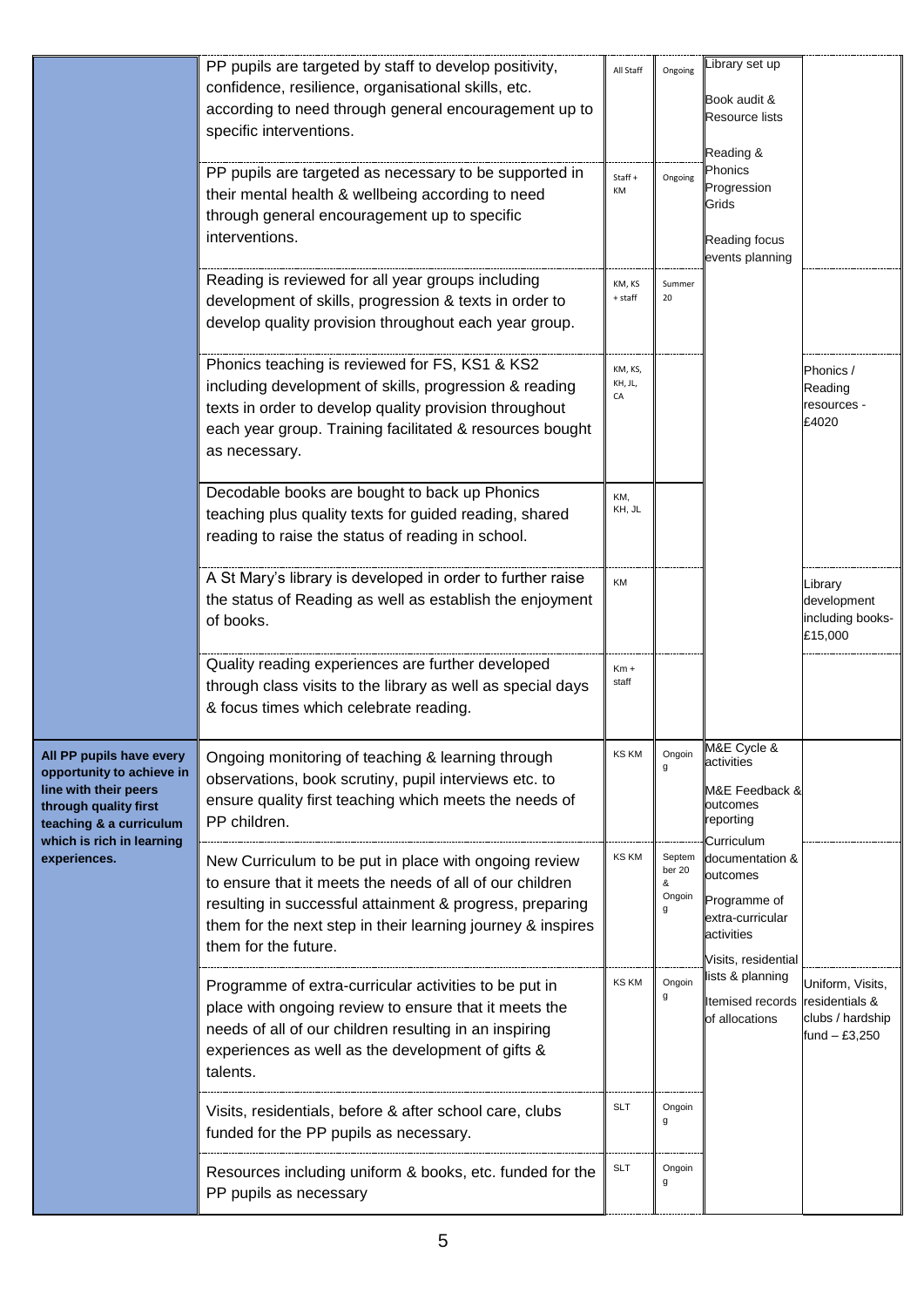| | | | | | |
|---|---|---|---|---|---|
| | PP pupils are targeted by staff to develop positivity, confidence, resilience, organisational skills, etc. according to need through general encouragement up to specific interventions. | All Staff | Ongoing | Library set up<br><br>Book audit & Resource lists<br><br>Reading & Phonics Progression Grids<br><br>Reading focus events planning | |
| | PP pupils are targeted as necessary to be supported in their mental health & wellbeing according to need through general encouragement up to specific interventions. | Staff + KM | Ongoing | | |
| | Reading is reviewed for all year groups including development of skills, progression & texts in order to develop quality provision throughout each year group. | KM, KS + staff | Summer 20 | | |
| | Phonics teaching is reviewed for FS, KS1 & KS2 including development of skills, progression & reading texts in order to develop quality provision throughout each year group. Training facilitated & resources bought as necessary. | KM, KS, KH, JL, CA | | | Phonics / Reading resources - £4020 |
| | Decodable books are bought to back up Phonics teaching plus quality texts for guided reading, shared reading to raise the status of reading in school. | KM, KH, JL | | | |
| | A St Mary's library is developed in order to further raise the status of Reading as well as establish the enjoyment of books. | KM | | | Library development including books- £15,000 |
| | Quality reading experiences are further developed through class visits to the library as well as special days & focus times which celebrate reading. | Km + staff | | | |
| **All PP pupils have every opportunity to achieve in line with their peers through quality first teaching & a curriculum which is rich in learning experiences.** | Ongoing monitoring of teaching & learning through observations, book scrutiny, pupil interviews etc. to ensure quality first teaching which meets the needs of PP children. | KS KM | Ongoing | M&E Cycle & activities<br><br>M&E Feedback & outcomes reporting<br><br>Curriculum documentation & outcomes<br><br>Programme of extra-curricular activities<br><br>Visits, residential lists & planning<br><br>Itemised records of allocations | |
| | New Curriculum to be put in place with ongoing review to ensure that it meets the needs of all of our children resulting in successful attainment & progress, preparing them for the next step in their learning journey & inspires them for the future. | KS KM | September 20 & Ongoing | | |
| | Programme of extra-curricular activities to be put in place with ongoing review to ensure that it meets the needs of all of our children resulting in an inspiring experiences as well as the development of gifts & talents. | KS KM | Ongoing | | Uniform, Visits, residentials & clubs / hardship fund – £3,250 |
| | Visits, residentials, before & after school care, clubs funded for the PP pupils as necessary. | SLT | Ongoing | | |
| | Resources including uniform & books, etc. funded for the PP pupils as necessary | SLT | Ongoing | | |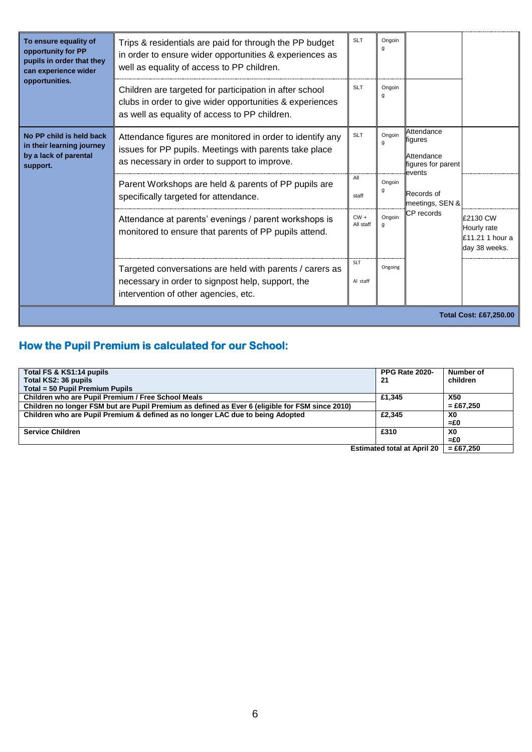| | | | | | |
|---|---|---|---|---|---|
| **To ensure equality of opportunity for PP pupils in order that they can experience wider opportunities.** | Trips & residentials are paid for through the PP budget in order to ensure wider opportunities & experiences as well as equality of access to PP children. | SLT | Ongoing | | |
| | Children are targeted for participation in after school clubs in order to give wider opportunities & experiences as well as equality of access to PP children. | SLT | Ongoing | | |
| **No PP child is held back in their learning journey by a lack of parental support.** | Attendance figures are monitored in order to identify any issues for PP pupils. Meetings with parents take place as necessary in order to support to improve. | SLT | Ongoing | Attendance figures<br><br>Attendance figures for parent events<br><br>Records of meetings, SEN & CP records | |
| | Parent Workshops are held & parents of PP pupils are specifically targeted for attendance. | All staff | Ongoing | | |
| | Attendance at parents' evenings / parent workshops is monitored to ensure that parents of PP pupils attend. | CW + All staff | Ongoing | | £2130 CW Hourly rate £11.21 1 hour a day 38 weeks. |
| | Targeted conversations are held with parents / carers as necessary in order to signpost help, support, the intervention of other agencies, etc. | SLT<br>Al staff | Ongoing | | |
| | | | | | **Total Cost: £67,250.00** |

## How the Pupil Premium is calculated for our School:

| **Total FS & KS1:14 pupils**<br>**Total KS2: 36 pupils**<br>**Total = 50 Pupil Premium Pupils** | **PPG Rate 2020-21** | **Number of children** |
|---|---|---|
| **Children who are Pupil Premium / Free School Meals** | **£1,345** | **X50** |
| **Children no longer FSM but are Pupil Premium as defined as Ever 6 (eligible for FSM since 2010)** | | **= £67,250** |
| **Children who are Pupil Premium & defined as no longer LAC due to being Adopted** | **£2,345** | **X0**<br>**=£0** |
| **Service Children** | **£310** | **X0**<br>**=£0** |
| | **Estimated total at April 20** | **= £67,250** |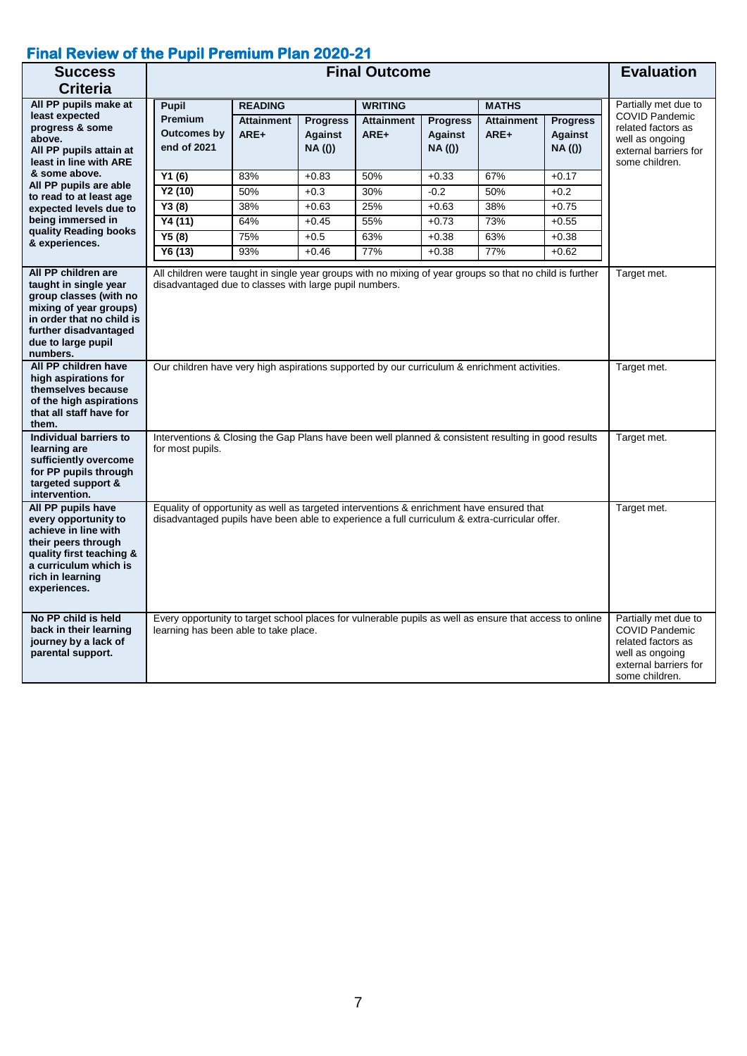## Final Review of the Pupil Premium Plan 2020-21

| Success Criteria | Final Outcome | Evaluation |
|---|---|---|
| All PP pupils make at least expected progress & some above. All PP pupils attain at least in line with ARE & some above. All PP pupils are able to read to at least age expected levels due to being immersed in quality Reading books & experiences. | (see Pupil Premium Outcomes table below) | Partially met due to COVID Pandemic related factors as well as ongoing external barriers for some children. |
| All PP children are taught in single year group classes (with no mixing of year groups) in order that no child is further disadvantaged due to large pupil numbers. | All children were taught in single year groups with no mixing of year groups so that no child is further disadvantaged due to classes with large pupil numbers. | Target met. |
| All PP children have high aspirations for themselves because of the high aspirations that all staff have for them. | Our children have very high aspirations supported by our curriculum & enrichment activities. | Target met. |
| Individual barriers to learning are sufficiently overcome for PP pupils through targeted support & intervention. | Interventions & Closing the Gap Plans have been well planned & consistent resulting in good results for most pupils. | Target met. |
| All PP pupils have every opportunity to achieve in line with their peers through quality first teaching & a curriculum which is rich in learning experiences. | Equality of opportunity as well as targeted interventions & enrichment have ensured that disadvantaged pupils have been able to experience a full curriculum & extra-curricular offer. | Target met. |
| No PP child is held back in their learning journey by a lack of parental support. | Every opportunity to target school places for vulnerable pupils as well as ensure that access to online learning has been able to take place. | Partially met due to COVID Pandemic related factors as well as ongoing external barriers for some children. |

| Pupil Premium Outcomes by end of 2021 | READING | | WRITING | | MATHS | |
|---|---|---|---|---|---|---|
| | Attainment ARE+ | Progress Against NA (()) | Attainment ARE+ | Progress Against NA (()) | Attainment ARE+ | Progress Against NA (()) |
| Y1 (6) | 83% | +0.83 | 50% | +0.33 | 67% | +0.17 |
| Y2 (10) | 50% | +0.3 | 30% | -0.2 | 50% | +0.2 |
| Y3 (8) | 38% | +0.63 | 25% | +0.63 | 38% | +0.75 |
| Y4 (11) | 64% | +0.45 | 55% | +0.73 | 73% | +0.55 |
| Y5 (8) | 75% | +0.5 | 63% | +0.38 | 63% | +0.38 |
| Y6 (13) | 93% | +0.46 | 77% | +0.38 | 77% | +0.62 |